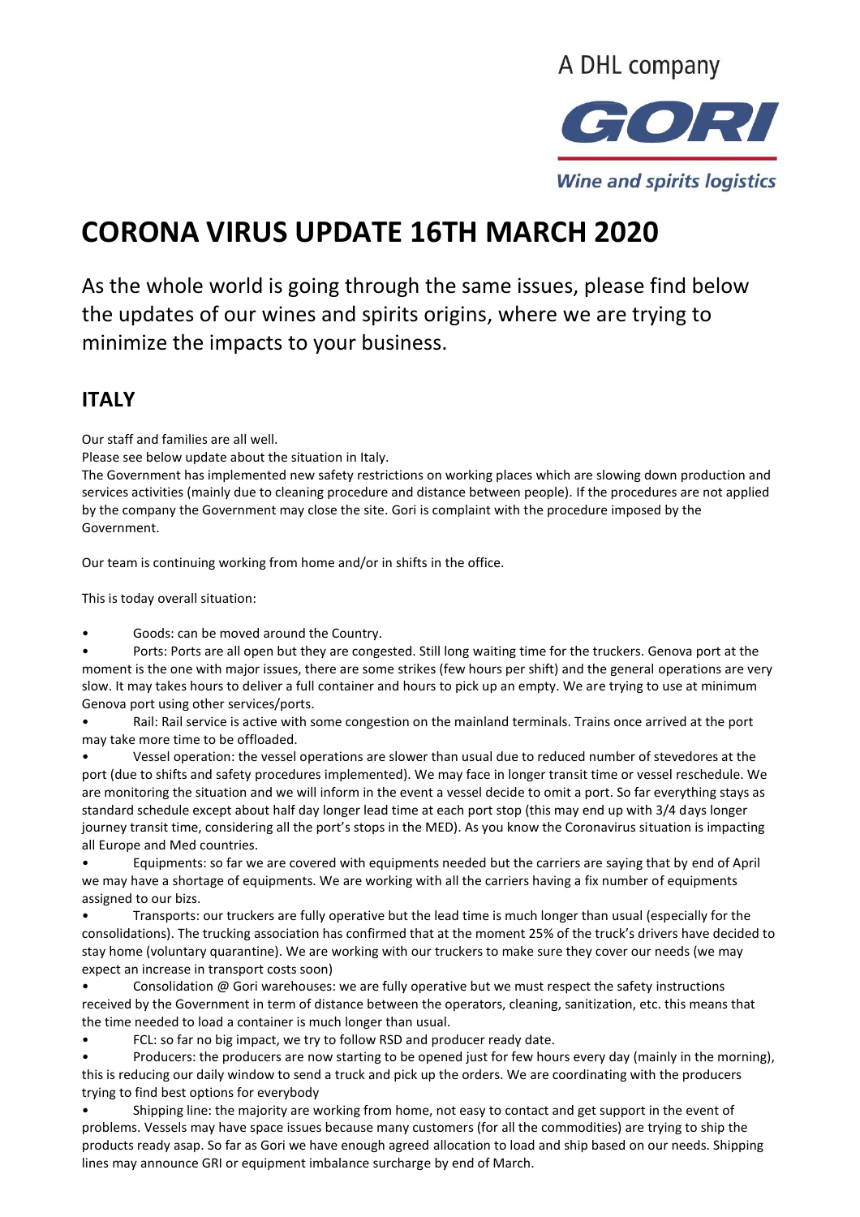A DHL company

GORI

*Wine and spirits logistics*

# CORONA VIRUS UPDATE 16TH MARCH 2020

As the whole world is going through the same issues, please find below the updates of our wines and spirits origins, where we are trying to minimize the impacts to your business.

## ITALY

Our staff and families are all well.
Please see below update about the situation in Italy.
The Government has implemented new safety restrictions on working places which are slowing down production and services activities (mainly due to cleaning procedure and distance between people). If the procedures are not applied by the company the Government may close the site. Gori is complaint with the procedure imposed by the Government.

Our team is continuing working from home and/or in shifts in the office.

This is today overall situation:

- Goods: can be moved around the Country.
- Ports: Ports are all open but they are congested. Still long waiting time for the truckers. Genova port at the moment is the one with major issues, there are some strikes (few hours per shift) and the general operations are very slow. It may takes hours to deliver a full container and hours to pick up an empty. We are trying to use at minimum Genova port using other services/ports.
- Rail: Rail service is active with some congestion on the mainland terminals. Trains once arrived at the port may take more time to be offloaded.
- Vessel operation: the vessel operations are slower than usual due to reduced number of stevedores at the port (due to shifts and safety procedures implemented). We may face in longer transit time or vessel reschedule. We are monitoring the situation and we will inform in the event a vessel decide to omit a port. So far everything stays as standard schedule except about half day longer lead time at each port stop (this may end up with 3/4 days longer journey transit time, considering all the port's stops in the MED). As you know the Coronavirus situation is impacting all Europe and Med countries.
- Equipments: so far we are covered with equipments needed but the carriers are saying that by end of April we may have a shortage of equipments. We are working with all the carriers having a fix number of equipments assigned to our bizs.
- Transports: our truckers are fully operative but the lead time is much longer than usual (especially for the consolidations). The trucking association has confirmed that at the moment 25% of the truck's drivers have decided to stay home (voluntary quarantine). We are working with our truckers to make sure they cover our needs (we may expect an increase in transport costs soon)
- Consolidation @ Gori warehouses: we are fully operative but we must respect the safety instructions received by the Government in term of distance between the operators, cleaning, sanitization, etc. this means that the time needed to load a container is much longer than usual.
- FCL: so far no big impact, we try to follow RSD and producer ready date.
- Producers: the producers are now starting to be opened just for few hours every day (mainly in the morning), this is reducing our daily window to send a truck and pick up the orders. We are coordinating with the producers trying to find best options for everybody
- Shipping line: the majority are working from home, not easy to contact and get support in the event of problems. Vessels may have space issues because many customers (for all the commodities) are trying to ship the products ready asap. So far as Gori we have enough agreed allocation to load and ship based on our needs. Shipping lines may announce GRI or equipment imbalance surcharge by end of March.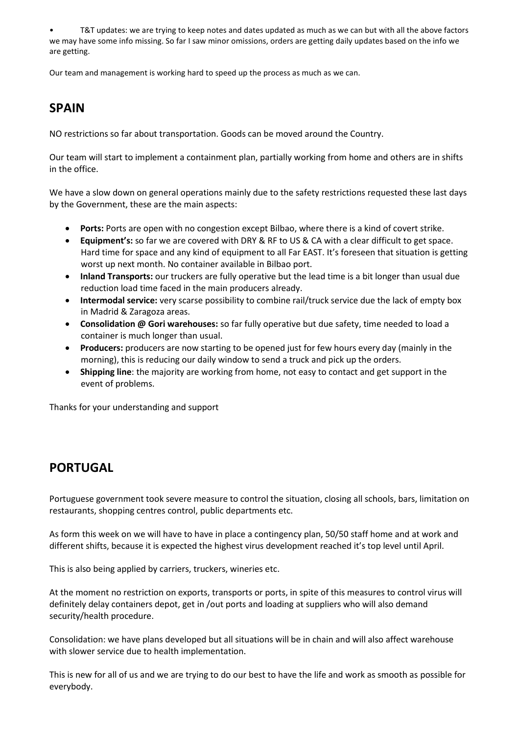- T&T updates: we are trying to keep notes and dates updated as much as we can but with all the above factors we may have some info missing. So far I saw minor omissions, orders are getting daily updates based on the info we are getting.

Our team and management is working hard to speed up the process as much as we can.

## SPAIN

NO restrictions so far about transportation. Goods can be moved around the Country.

Our team will start to implement a containment plan, partially working from home and others are in shifts in the office.

We have a slow down on general operations mainly due to the safety restrictions requested these last days by the Government, these are the main aspects:

- **Ports:** Ports are open with no congestion except Bilbao, where there is a kind of covert strike.
- **Equipment's:** so far we are covered with DRY & RF to US & CA with a clear difficult to get space. Hard time for space and any kind of equipment to all Far EAST. It's foreseen that situation is getting worst up next month. No container available in Bilbao port.
- **Inland Transports:** our truckers are fully operative but the lead time is a bit longer than usual due reduction load time faced in the main producers already.
- **Intermodal service:** very scarse possibility to combine rail/truck service due the lack of empty box in Madrid & Zaragoza areas.
- **Consolidation @ Gori warehouses:** so far fully operative but due safety, time needed to load a container is much longer than usual.
- **Producers:** producers are now starting to be opened just for few hours every day (mainly in the morning), this is reducing our daily window to send a truck and pick up the orders.
- **Shipping line**: the majority are working from home, not easy to contact and get support in the event of problems.

Thanks for your understanding and support

## PORTUGAL

Portuguese government took severe measure to control the situation, closing all schools, bars, limitation on restaurants, shopping centres control, public departments etc.

As form this week on we will have to have in place a contingency plan, 50/50 staff home and at work and different shifts, because it is expected the highest virus development reached it's top level until April.

This is also being applied by carriers, truckers, wineries etc.

At the moment no restriction on exports, transports or ports, in spite of this measures to control virus will definitely delay containers depot, get in /out ports and loading at suppliers who will also demand security/health procedure.

Consolidation: we have plans developed but all situations will be in chain and will also affect warehouse with slower service due to health implementation.

This is new for all of us and we are trying to do our best to have the life and work as smooth as possible for everybody.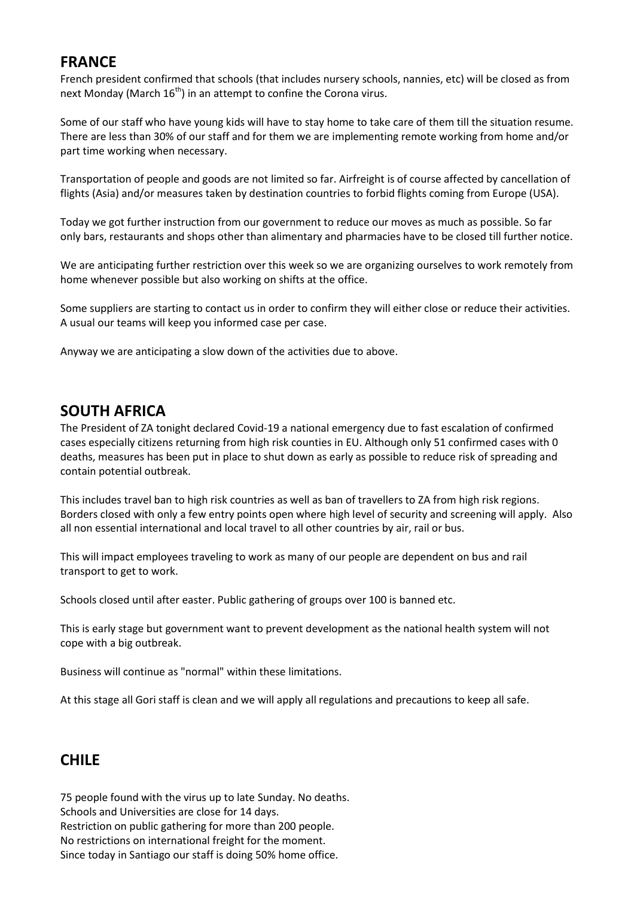## FRANCE

French president confirmed that schools (that includes nursery schools, nannies, etc) will be closed as from next Monday (March 16th) in an attempt to confine the Corona virus.

Some of our staff who have young kids will have to stay home to take care of them till the situation resume. There are less than 30% of our staff and for them we are implementing remote working from home and/or part time working when necessary.

Transportation of people and goods are not limited so far. Airfreight is of course affected by cancellation of flights (Asia) and/or measures taken by destination countries to forbid flights coming from Europe (USA).

Today we got further instruction from our government to reduce our moves as much as possible. So far only bars, restaurants and shops other than alimentary and pharmacies have to be closed till further notice.

We are anticipating further restriction over this week so we are organizing ourselves to work remotely from home whenever possible but also working on shifts at the office.

Some suppliers are starting to contact us in order to confirm they will either close or reduce their activities. A usual our teams will keep you informed case per case.

Anyway we are anticipating a slow down of the activities due to above.

## SOUTH AFRICA

The President of ZA tonight declared Covid-19 a national emergency due to fast escalation of confirmed cases especially citizens returning from high risk counties in EU. Although only 51 confirmed cases with 0 deaths, measures has been put in place to shut down as early as possible to reduce risk of spreading and contain potential outbreak.

This includes travel ban to high risk countries as well as ban of travellers to ZA from high risk regions. Borders closed with only a few entry points open where high level of security and screening will apply. Also all non essential international and local travel to all other countries by air, rail or bus.

This will impact employees traveling to work as many of our people are dependent on bus and rail transport to get to work.

Schools closed until after easter. Public gathering of groups over 100 is banned etc.

This is early stage but government want to prevent development as the national health system will not cope with a big outbreak.

Business will continue as "normal" within these limitations.

At this stage all Gori staff is clean and we will apply all regulations and precautions to keep all safe.

## CHILE

75 people found with the virus up to late Sunday. No deaths.
Schools and Universities are close for 14 days.
Restriction on public gathering for more than 200 people.
No restrictions on international freight for the moment.
Since today in Santiago our staff is doing 50% home office.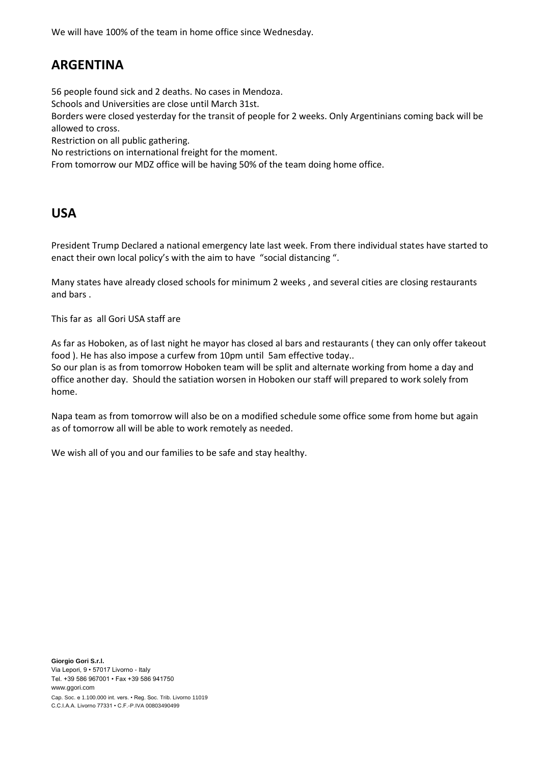We will have 100% of the team in home office since Wednesday.

## ARGENTINA

56 people found sick and 2 deaths. No cases in Mendoza.
Schools and Universities are close until March 31st.
Borders were closed yesterday for the transit of people for 2 weeks. Only Argentinians coming back will be allowed to cross.
Restriction on all public gathering.
No restrictions on international freight for the moment.
From tomorrow our MDZ office will be having 50% of the team doing home office.

## USA

President Trump Declared a national emergency late last week. From there individual states have started to enact their own local policy's with the aim to have "social distancing ".

Many states have already closed schools for minimum 2 weeks , and several cities are closing restaurants and bars .

This far as all Gori USA staff are

As far as Hoboken, as of last night he mayor has closed al bars and restaurants ( they can only offer takeout food ). He has also impose a curfew from 10pm until 5am effective today..
So our plan is as from tomorrow Hoboken team will be split and alternate working from home a day and office another day. Should the satiation worsen in Hoboken our staff will prepared to work solely from home.

Napa team as from tomorrow will also be on a modified schedule some office some from home but again as of tomorrow all will be able to work remotely as needed.

We wish all of you and our families to be safe and stay healthy.

**Giorgio Gori S.r.l.**
Via Lepori, 9 • 57017 Livorno - Italy
Tel. +39 586 967001 • Fax +39 586 941750
www.ggori.com
Cap. Soc. e 1.100.000 int. vers. • Reg. Soc. Trib. Livorno 11019
C.C.I.A.A. Livorno 77331 • C.F.-P.IVA 00803490499